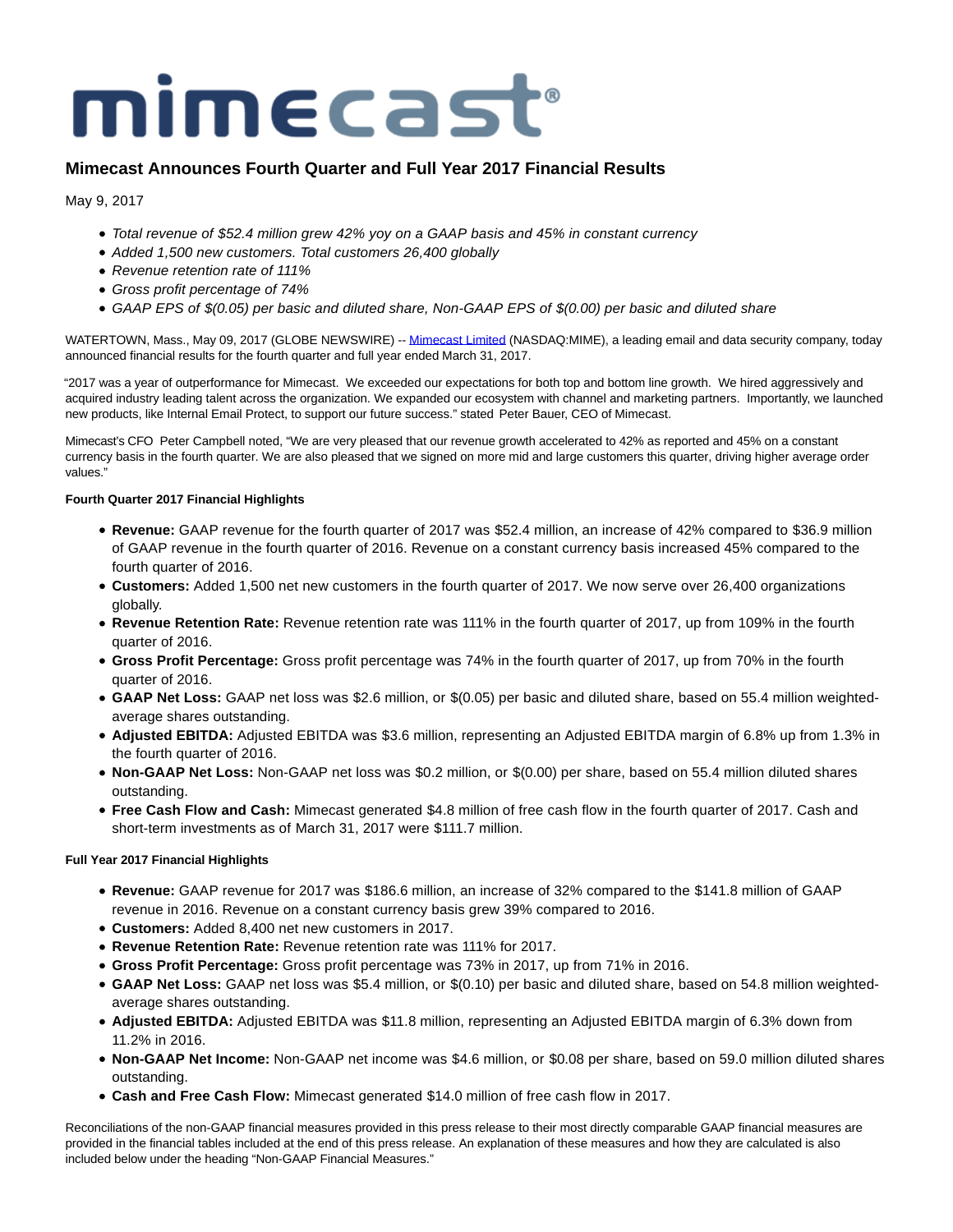mimecast®

# Mimecast Announces Fourth Quarter and Full Year 2017 Financial Results

May 9, 2017

- *Total revenue of $52.4 million grew 42% yoy on a GAAP basis and 45% in constant currency*
- *Added 1,500 new customers. Total customers 26,400 globally*
- *Revenue retention rate of 111%*
- *Gross profit percentage of 74%*
- *GAAP EPS of $(0.05) per basic and diluted share, Non-GAAP EPS of $(0.00) per basic and diluted share*

WATERTOWN, Mass., May 09, 2017 (GLOBE NEWSWIRE) -- Mimecast Limited (NASDAQ:MIME), a leading email and data security company, today announced financial results for the fourth quarter and full year ended March 31, 2017.

"2017 was a year of outperformance for Mimecast. We exceeded our expectations for both top and bottom line growth. We hired aggressively and acquired industry leading talent across the organization. We expanded our ecosystem with channel and marketing partners. Importantly, we launched new products, like Internal Email Protect, to support our future success." stated Peter Bauer, CEO of Mimecast.

Mimecast's CFO Peter Campbell noted, "We are very pleased that our revenue growth accelerated to 42% as reported and 45% on a constant currency basis in the fourth quarter. We are also pleased that we signed on more mid and large customers this quarter, driving higher average order values."

**Fourth Quarter 2017 Financial Highlights**

- **Revenue:** GAAP revenue for the fourth quarter of 2017 was $52.4 million, an increase of 42% compared to $36.9 million of GAAP revenue in the fourth quarter of 2016. Revenue on a constant currency basis increased 45% compared to the fourth quarter of 2016.
- **Customers:** Added 1,500 net new customers in the fourth quarter of 2017. We now serve over 26,400 organizations globally.
- **Revenue Retention Rate:** Revenue retention rate was 111% in the fourth quarter of 2017, up from 109% in the fourth quarter of 2016.
- **Gross Profit Percentage:** Gross profit percentage was 74% in the fourth quarter of 2017, up from 70% in the fourth quarter of 2016.
- **GAAP Net Loss:** GAAP net loss was $2.6 million, or $(0.05) per basic and diluted share, based on 55.4 million weighted-average shares outstanding.
- **Adjusted EBITDA:** Adjusted EBITDA was $3.6 million, representing an Adjusted EBITDA margin of 6.8% up from 1.3% in the fourth quarter of 2016.
- **Non-GAAP Net Loss:** Non-GAAP net loss was $0.2 million, or $(0.00) per share, based on 55.4 million diluted shares outstanding.
- **Free Cash Flow and Cash:** Mimecast generated $4.8 million of free cash flow in the fourth quarter of 2017. Cash and short-term investments as of March 31, 2017 were $111.7 million.

**Full Year 2017 Financial Highlights**

- **Revenue:** GAAP revenue for 2017 was $186.6 million, an increase of 32% compared to the $141.8 million of GAAP revenue in 2016. Revenue on a constant currency basis grew 39% compared to 2016.
- **Customers:** Added 8,400 net new customers in 2017.
- **Revenue Retention Rate:** Revenue retention rate was 111% for 2017.
- **Gross Profit Percentage:** Gross profit percentage was 73% in 2017, up from 71% in 2016.
- **GAAP Net Loss:** GAAP net loss was $5.4 million, or $(0.10) per basic and diluted share, based on 54.8 million weighted-average shares outstanding.
- **Adjusted EBITDA:** Adjusted EBITDA was $11.8 million, representing an Adjusted EBITDA margin of 6.3% down from 11.2% in 2016.
- **Non-GAAP Net Income:** Non-GAAP net income was $4.6 million, or $0.08 per share, based on 59.0 million diluted shares outstanding.
- **Cash and Free Cash Flow:** Mimecast generated $14.0 million of free cash flow in 2017.

Reconciliations of the non-GAAP financial measures provided in this press release to their most directly comparable GAAP financial measures are provided in the financial tables included at the end of this press release. An explanation of these measures and how they are calculated is also included below under the heading "Non-GAAP Financial Measures."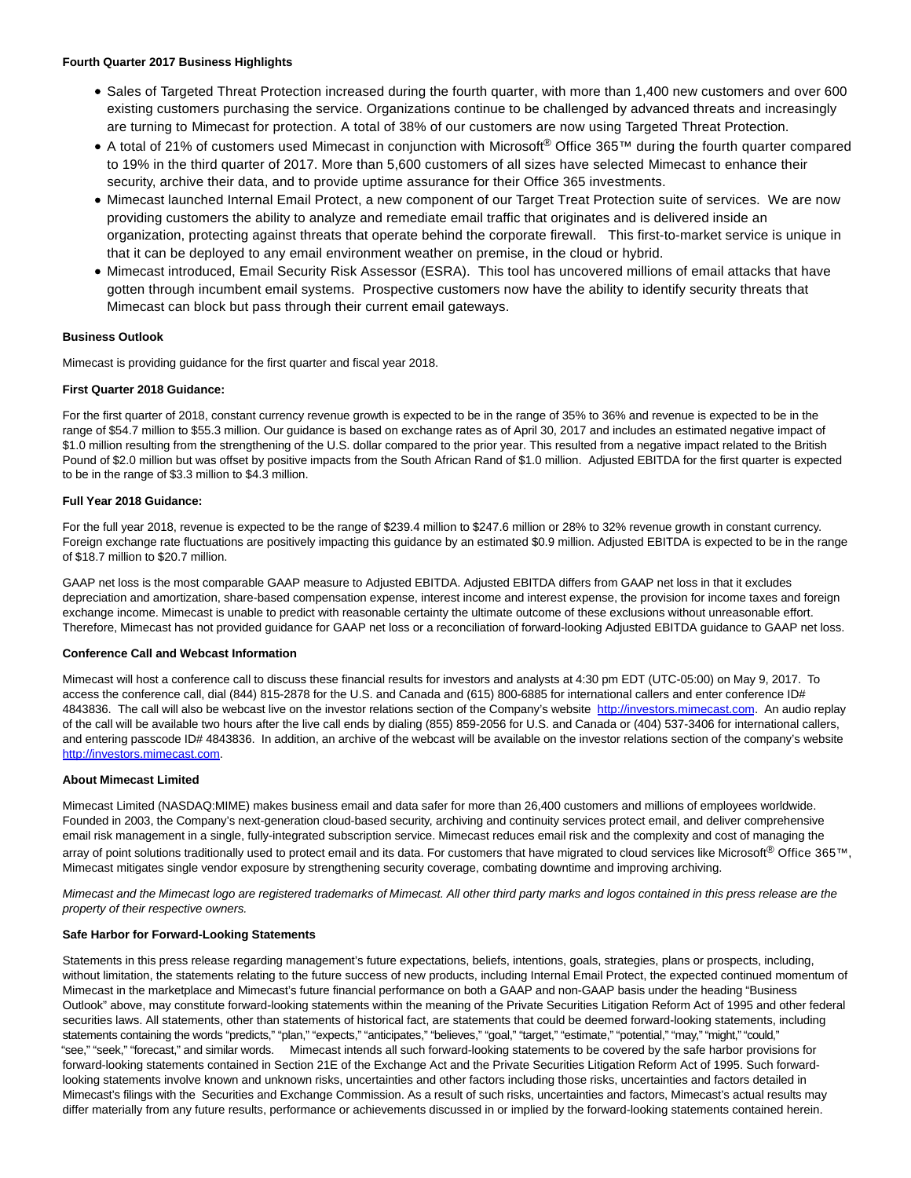**Fourth Quarter 2017 Business Highlights**

- Sales of Targeted Threat Protection increased during the fourth quarter, with more than 1,400 new customers and over 600 existing customers purchasing the service. Organizations continue to be challenged by advanced threats and increasingly are turning to Mimecast for protection. A total of 38% of our customers are now using Targeted Threat Protection.
- A total of 21% of customers used Mimecast in conjunction with Microsoft® Office 365™ during the fourth quarter compared to 19% in the third quarter of 2017. More than 5,600 customers of all sizes have selected Mimecast to enhance their security, archive their data, and to provide uptime assurance for their Office 365 investments.
- Mimecast launched Internal Email Protect, a new component of our Target Treat Protection suite of services. We are now providing customers the ability to analyze and remediate email traffic that originates and is delivered inside an organization, protecting against threats that operate behind the corporate firewall. This first-to-market service is unique in that it can be deployed to any email environment weather on premise, in the cloud or hybrid.
- Mimecast introduced, Email Security Risk Assessor (ESRA). This tool has uncovered millions of email attacks that have gotten through incumbent email systems. Prospective customers now have the ability to identify security threats that Mimecast can block but pass through their current email gateways.

**Business Outlook**

Mimecast is providing guidance for the first quarter and fiscal year 2018.

**First Quarter 2018 Guidance:**

For the first quarter of 2018, constant currency revenue growth is expected to be in the range of 35% to 36% and revenue is expected to be in the range of $54.7 million to $55.3 million. Our guidance is based on exchange rates as of April 30, 2017 and includes an estimated negative impact of $1.0 million resulting from the strengthening of the U.S. dollar compared to the prior year. This resulted from a negative impact related to the British Pound of $2.0 million but was offset by positive impacts from the South African Rand of $1.0 million. Adjusted EBITDA for the first quarter is expected to be in the range of $3.3 million to $4.3 million.

**Full Year 2018 Guidance:**

For the full year 2018, revenue is expected to be the range of $239.4 million to $247.6 million or 28% to 32% revenue growth in constant currency. Foreign exchange rate fluctuations are positively impacting this guidance by an estimated $0.9 million. Adjusted EBITDA is expected to be in the range of $18.7 million to $20.7 million.

GAAP net loss is the most comparable GAAP measure to Adjusted EBITDA. Adjusted EBITDA differs from GAAP net loss in that it excludes depreciation and amortization, share-based compensation expense, interest income and interest expense, the provision for income taxes and foreign exchange income. Mimecast is unable to predict with reasonable certainty the ultimate outcome of these exclusions without unreasonable effort. Therefore, Mimecast has not provided guidance for GAAP net loss or a reconciliation of forward-looking Adjusted EBITDA guidance to GAAP net loss.

**Conference Call and Webcast Information**

Mimecast will host a conference call to discuss these financial results for investors and analysts at 4:30 pm EDT (UTC-05:00) on May 9, 2017. To access the conference call, dial (844) 815-2878 for the U.S. and Canada and (615) 800-6885 for international callers and enter conference ID# 4843836. The call will also be webcast live on the investor relations section of the Company's website http://investors.mimecast.com. An audio replay of the call will be available two hours after the live call ends by dialing (855) 859-2056 for U.S. and Canada or (404) 537-3406 for international callers, and entering passcode ID# 4843836. In addition, an archive of the webcast will be available on the investor relations section of the company's website http://investors.mimecast.com.

**About Mimecast Limited**

Mimecast Limited (NASDAQ:MIME) makes business email and data safer for more than 26,400 customers and millions of employees worldwide. Founded in 2003, the Company's next-generation cloud-based security, archiving and continuity services protect email, and deliver comprehensive email risk management in a single, fully-integrated subscription service. Mimecast reduces email risk and the complexity and cost of managing the array of point solutions traditionally used to protect email and its data. For customers that have migrated to cloud services like Microsoft® Office 365™, Mimecast mitigates single vendor exposure by strengthening security coverage, combating downtime and improving archiving.

*Mimecast and the Mimecast logo are registered trademarks of Mimecast. All other third party marks and logos contained in this press release are the property of their respective owners.*

**Safe Harbor for Forward-Looking Statements**

Statements in this press release regarding management's future expectations, beliefs, intentions, goals, strategies, plans or prospects, including, without limitation, the statements relating to the future success of new products, including Internal Email Protect, the expected continued momentum of Mimecast in the marketplace and Mimecast's future financial performance on both a GAAP and non-GAAP basis under the heading "Business Outlook" above, may constitute forward-looking statements within the meaning of the Private Securities Litigation Reform Act of 1995 and other federal securities laws. All statements, other than statements of historical fact, are statements that could be deemed forward-looking statements, including statements containing the words "predicts," "plan," "expects," "anticipates," "believes," "goal," "target," "estimate," "potential," "may," "might," "could," "see," "seek," "forecast," and similar words. Mimecast intends all such forward-looking statements to be covered by the safe harbor provisions for forward-looking statements contained in Section 21E of the Exchange Act and the Private Securities Litigation Reform Act of 1995. Such forward-looking statements involve known and unknown risks, uncertainties and other factors including those risks, uncertainties and factors detailed in Mimecast's filings with the Securities and Exchange Commission. As a result of such risks, uncertainties and factors, Mimecast's actual results may differ materially from any future results, performance or achievements discussed in or implied by the forward-looking statements contained herein.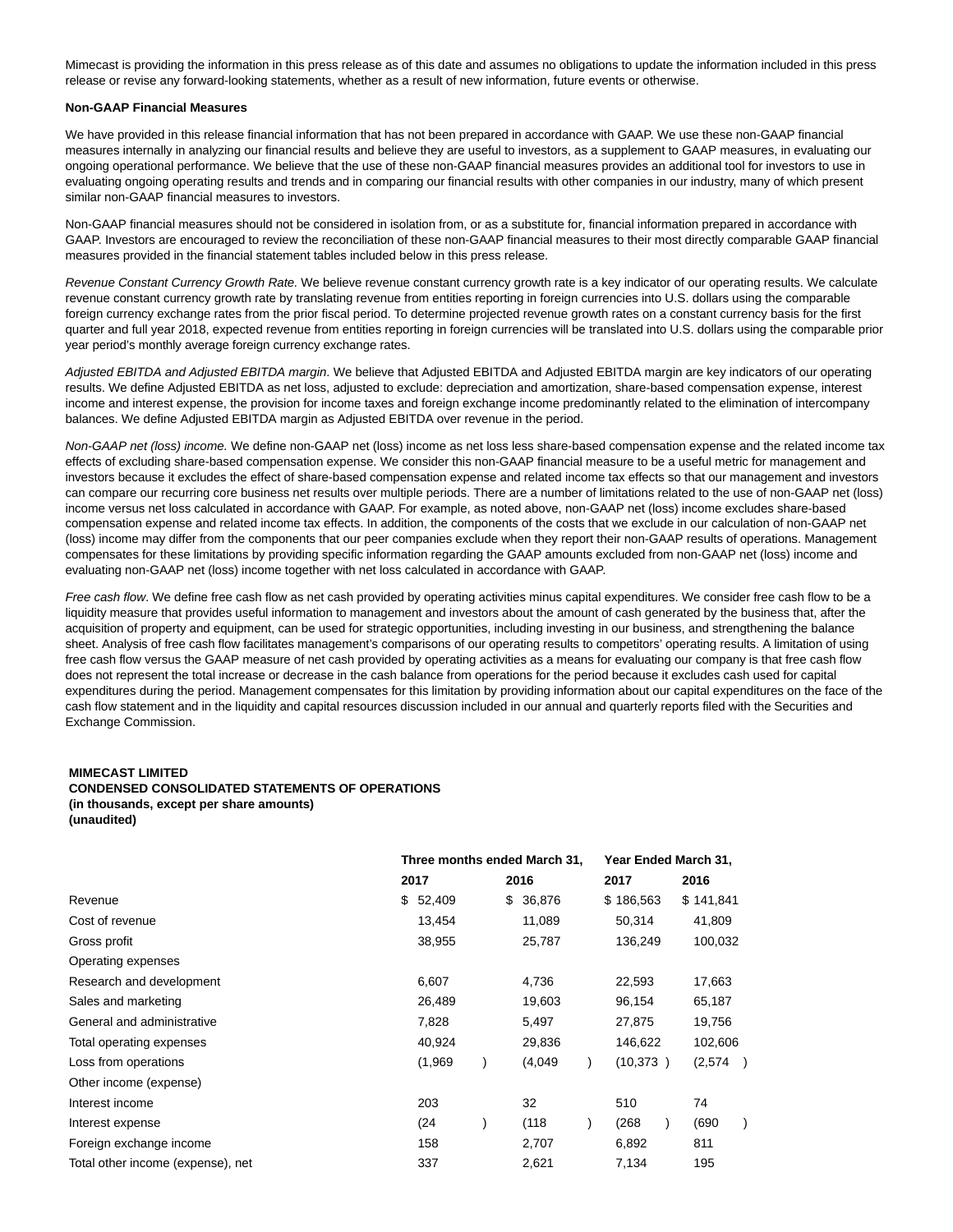Mimecast is providing the information in this press release as of this date and assumes no obligations to update the information included in this press release or revise any forward-looking statements, whether as a result of new information, future events or otherwise.

**Non-GAAP Financial Measures**

We have provided in this release financial information that has not been prepared in accordance with GAAP. We use these non-GAAP financial measures internally in analyzing our financial results and believe they are useful to investors, as a supplement to GAAP measures, in evaluating our ongoing operational performance. We believe that the use of these non-GAAP financial measures provides an additional tool for investors to use in evaluating ongoing operating results and trends and in comparing our financial results with other companies in our industry, many of which present similar non-GAAP financial measures to investors.

Non-GAAP financial measures should not be considered in isolation from, or as a substitute for, financial information prepared in accordance with GAAP. Investors are encouraged to review the reconciliation of these non-GAAP financial measures to their most directly comparable GAAP financial measures provided in the financial statement tables included below in this press release.

*Revenue Constant Currency Growth Rate.* We believe revenue constant currency growth rate is a key indicator of our operating results. We calculate revenue constant currency growth rate by translating revenue from entities reporting in foreign currencies into U.S. dollars using the comparable foreign currency exchange rates from the prior fiscal period. To determine projected revenue growth rates on a constant currency basis for the first quarter and full year 2018, expected revenue from entities reporting in foreign currencies will be translated into U.S. dollars using the comparable prior year period's monthly average foreign currency exchange rates.

*Adjusted EBITDA and Adjusted EBITDA margin*. We believe that Adjusted EBITDA and Adjusted EBITDA margin are key indicators of our operating results. We define Adjusted EBITDA as net loss, adjusted to exclude: depreciation and amortization, share-based compensation expense, interest income and interest expense, the provision for income taxes and foreign exchange income predominantly related to the elimination of intercompany balances. We define Adjusted EBITDA margin as Adjusted EBITDA over revenue in the period.

*Non-GAAP net (loss) income.* We define non-GAAP net (loss) income as net loss less share-based compensation expense and the related income tax effects of excluding share-based compensation expense. We consider this non-GAAP financial measure to be a useful metric for management and investors because it excludes the effect of share-based compensation expense and related income tax effects so that our management and investors can compare our recurring core business net results over multiple periods. There are a number of limitations related to the use of non-GAAP net (loss) income versus net loss calculated in accordance with GAAP. For example, as noted above, non-GAAP net (loss) income excludes share-based compensation expense and related income tax effects. In addition, the components of the costs that we exclude in our calculation of non-GAAP net (loss) income may differ from the components that our peer companies exclude when they report their non-GAAP results of operations. Management compensates for these limitations by providing specific information regarding the GAAP amounts excluded from non-GAAP net (loss) income and evaluating non-GAAP net (loss) income together with net loss calculated in accordance with GAAP.

*Free cash flow*. We define free cash flow as net cash provided by operating activities minus capital expenditures. We consider free cash flow to be a liquidity measure that provides useful information to management and investors about the amount of cash generated by the business that, after the acquisition of property and equipment, can be used for strategic opportunities, including investing in our business, and strengthening the balance sheet. Analysis of free cash flow facilitates management's comparisons of our operating results to competitors' operating results. A limitation of using free cash flow versus the GAAP measure of net cash provided by operating activities as a means for evaluating our company is that free cash flow does not represent the total increase or decrease in the cash balance from operations for the period because it excludes cash used for capital expenditures during the period. Management compensates for this limitation by providing information about our capital expenditures on the face of the cash flow statement and in the liquidity and capital resources discussion included in our annual and quarterly reports filed with the Securities and Exchange Commission.

**MIMECAST LIMITED**
**CONDENSED CONSOLIDATED STATEMENTS OF OPERATIONS**
**(in thousands, except per share amounts)**
**(unaudited)**

| | Three months ended March 31, | | Year Ended March 31, | |
|---|---|---|---|---|
| | 2017 | 2016 | 2017 | 2016 |
| Revenue | $ 52,409 | $ 36,876 | $ 186,563 | $ 141,841 |
| Cost of revenue | 13,454 | 11,089 | 50,314 | 41,809 |
| Gross profit | 38,955 | 25,787 | 136,249 | 100,032 |
| Operating expenses | | | | |
| Research and development | 6,607 | 4,736 | 22,593 | 17,663 |
| Sales and marketing | 26,489 | 19,603 | 96,154 | 65,187 |
| General and administrative | 7,828 | 5,497 | 27,875 | 19,756 |
| Total operating expenses | 40,924 | 29,836 | 146,622 | 102,606 |
| Loss from operations | (1,969 ) | (4,049 ) | (10,373 ) | (2,574 ) |
| Other income (expense) | | | | |
| Interest income | 203 | 32 | 510 | 74 |
| Interest expense | (24 ) | (118 ) | (268 ) | (690 ) |
| Foreign exchange income | 158 | 2,707 | 6,892 | 811 |
| Total other income (expense), net | 337 | 2,621 | 7,134 | 195 |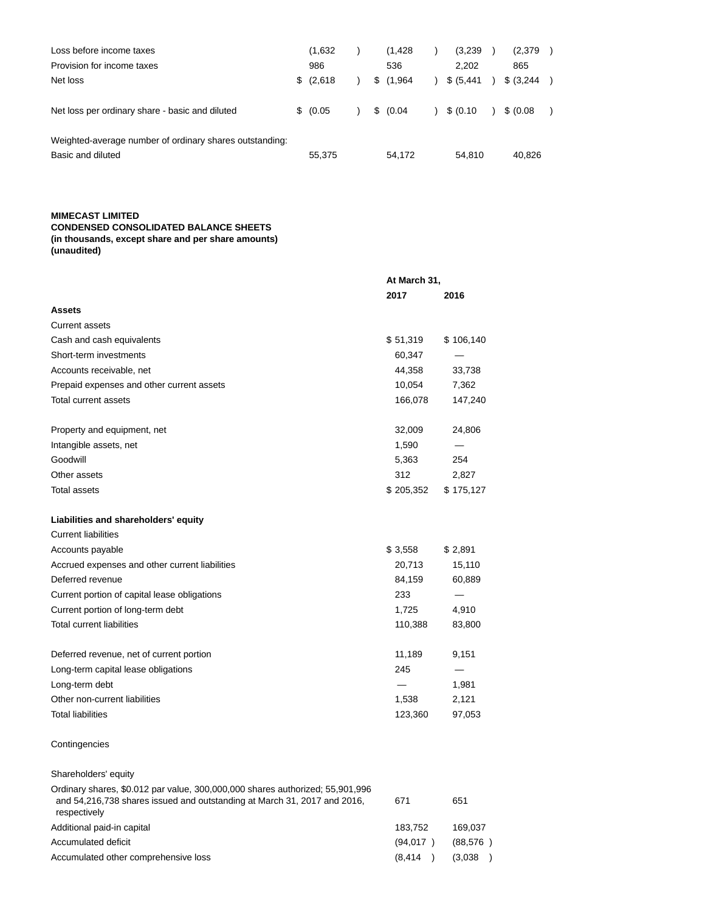| | | | | |
|---|---|---|---|---|
| Loss before income taxes | (1,632) | (1,428) | (3,239) | (2,379) |
| Provision for income taxes | 986 | 536 | 2,202 | 865 |
| Net loss | $ (2,618) | $ (1,964) | $ (5,441) | $ (3,244) |
| | | | | |
| Net loss per ordinary share - basic and diluted | $ (0.05) | $ (0.04) | $ (0.10) | $ (0.08) |
| | | | | |
| Weighted-average number of ordinary shares outstanding: | | | | |
| Basic and diluted | 55,375 | 54,172 | 54,810 | 40,826 |

**MIMECAST LIMITED**
**CONDENSED CONSOLIDATED BALANCE SHEETS**
**(in thousands, except share and per share amounts)**
**(unaudited)**

| | At March 31, | |
|---|---|---|
| | **2017** | **2016** |
| **Assets** | | |
| Current assets | | |
| Cash and cash equivalents | $ 51,319 | $ 106,140 |
| Short-term investments | 60,347 | — |
| Accounts receivable, net | 44,358 | 33,738 |
| Prepaid expenses and other current assets | 10,054 | 7,362 |
| Total current assets | 166,078 | 147,240 |
| | | |
| Property and equipment, net | 32,009 | 24,806 |
| Intangible assets, net | 1,590 | — |
| Goodwill | 5,363 | 254 |
| Other assets | 312 | 2,827 |
| Total assets | $ 205,352 | $ 175,127 |
| | | |
| **Liabilities and shareholders' equity** | | |
| Current liabilities | | |
| Accounts payable | $ 3,558 | $ 2,891 |
| Accrued expenses and other current liabilities | 20,713 | 15,110 |
| Deferred revenue | 84,159 | 60,889 |
| Current portion of capital lease obligations | 233 | — |
| Current portion of long-term debt | 1,725 | 4,910 |
| Total current liabilities | 110,388 | 83,800 |
| | | |
| Deferred revenue, net of current portion | 11,189 | 9,151 |
| Long-term capital lease obligations | 245 | — |
| Long-term debt | — | 1,981 |
| Other non-current liabilities | 1,538 | 2,121 |
| Total liabilities | 123,360 | 97,053 |
| | | |
| Contingencies | | |
| | | |
| Shareholders' equity | | |
| Ordinary shares, $0.012 par value, 300,000,000 shares authorized; 55,901,996 and 54,216,738 shares issued and outstanding at March 31, 2017 and 2016, respectively | 671 | 651 |
| Additional paid-in capital | 183,752 | 169,037 |
| Accumulated deficit | (94,017) | (88,576) |
| Accumulated other comprehensive loss | (8,414) | (3,038) |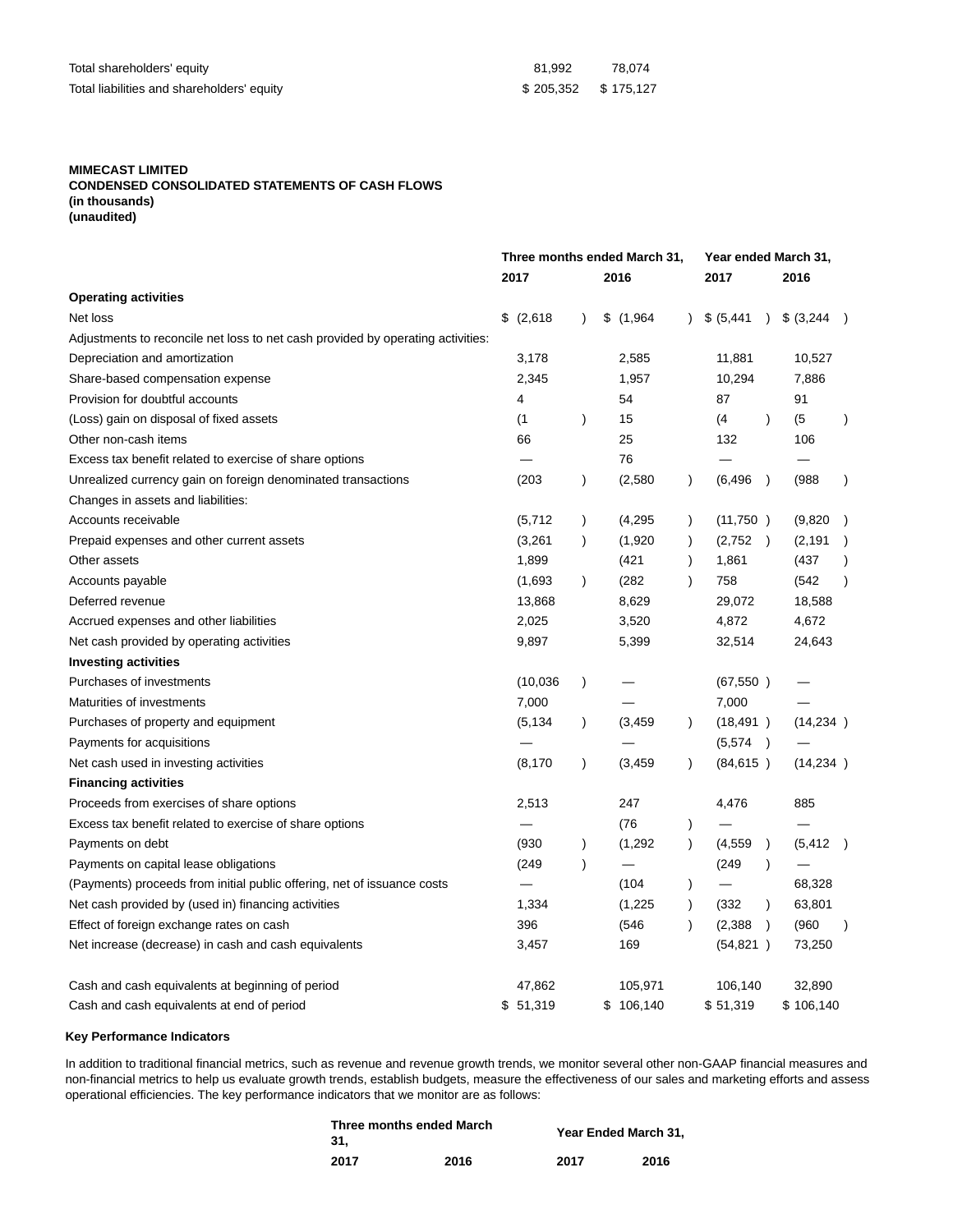| | | |
|---|---|---|
| Total shareholders' equity | 81,992 | 78,074 |
| Total liabilities and shareholders' equity | $ 205,352 | $ 175,127 |

**MIMECAST LIMITED**
**CONDENSED CONSOLIDATED STATEMENTS OF CASH FLOWS**
**(in thousands)**
**(unaudited)**

| | Three months ended March 31, | | Year ended March 31, | |
|---|---|---|---|---|
| | **2017** | **2016** | **2017** | **2016** |
| **Operating activities** | | | | |
| Net loss | $ (2,618) | $ (1,964) | $ (5,441) | $ (3,244) |
| Adjustments to reconcile net loss to net cash provided by operating activities: | | | | |
| Depreciation and amortization | 3,178 | 2,585 | 11,881 | 10,527 |
| Share-based compensation expense | 2,345 | 1,957 | 10,294 | 7,886 |
| Provision for doubtful accounts | 4 | 54 | 87 | 91 |
| (Loss) gain on disposal of fixed assets | (1) | 15 | (4) | (5) |
| Other non-cash items | 66 | 25 | 132 | 106 |
| Excess tax benefit related to exercise of share options | — | 76 | — | — |
| Unrealized currency gain on foreign denominated transactions | (203) | (2,580) | (6,496) | (988) |
| Changes in assets and liabilities: | | | | |
| Accounts receivable | (5,712) | (4,295) | (11,750) | (9,820) |
| Prepaid expenses and other current assets | (3,261) | (1,920) | (2,752) | (2,191) |
| Other assets | 1,899 | (421) | 1,861 | (437) |
| Accounts payable | (1,693) | (282) | 758 | (542) |
| Deferred revenue | 13,868 | 8,629 | 29,072 | 18,588 |
| Accrued expenses and other liabilities | 2,025 | 3,520 | 4,872 | 4,672 |
| Net cash provided by operating activities | 9,897 | 5,399 | 32,514 | 24,643 |
| **Investing activities** | | | | |
| Purchases of investments | (10,036) | — | (67,550) | — |
| Maturities of investments | 7,000 | — | 7,000 | — |
| Purchases of property and equipment | (5,134) | (3,459) | (18,491) | (14,234) |
| Payments for acquisitions | — | — | (5,574) | — |
| Net cash used in investing activities | (8,170) | (3,459) | (84,615) | (14,234) |
| **Financing activities** | | | | |
| Proceeds from exercises of share options | 2,513 | 247 | 4,476 | 885 |
| Excess tax benefit related to exercise of share options | — | (76) | — | — |
| Payments on debt | (930) | (1,292) | (4,559) | (5,412) |
| Payments on capital lease obligations | (249) | — | (249) | — |
| (Payments) proceeds from initial public offering, net of issuance costs | — | (104) | — | 68,328 |
| Net cash provided by (used in) financing activities | 1,334 | (1,225) | (332) | 63,801 |
| Effect of foreign exchange rates on cash | 396 | (546) | (2,388) | (960) |
| Net increase (decrease) in cash and cash equivalents | 3,457 | 169 | (54,821) | 73,250 |
| | | | | |
| Cash and cash equivalents at beginning of period | 47,862 | 105,971 | 106,140 | 32,890 |
| Cash and cash equivalents at end of period | $ 51,319 | $ 106,140 | $ 51,319 | $ 106,140 |

**Key Performance Indicators**

In addition to traditional financial metrics, such as revenue and revenue growth trends, we monitor several other non-GAAP financial measures and non-financial metrics to help us evaluate growth trends, establish budgets, measure the effectiveness of our sales and marketing efforts and assess operational efficiencies. The key performance indicators that we monitor are as follows:

| Three months ended March 31, | | Year Ended March 31, | |
|---|---|---|---|
| **2017** | **2016** | **2017** | **2016** |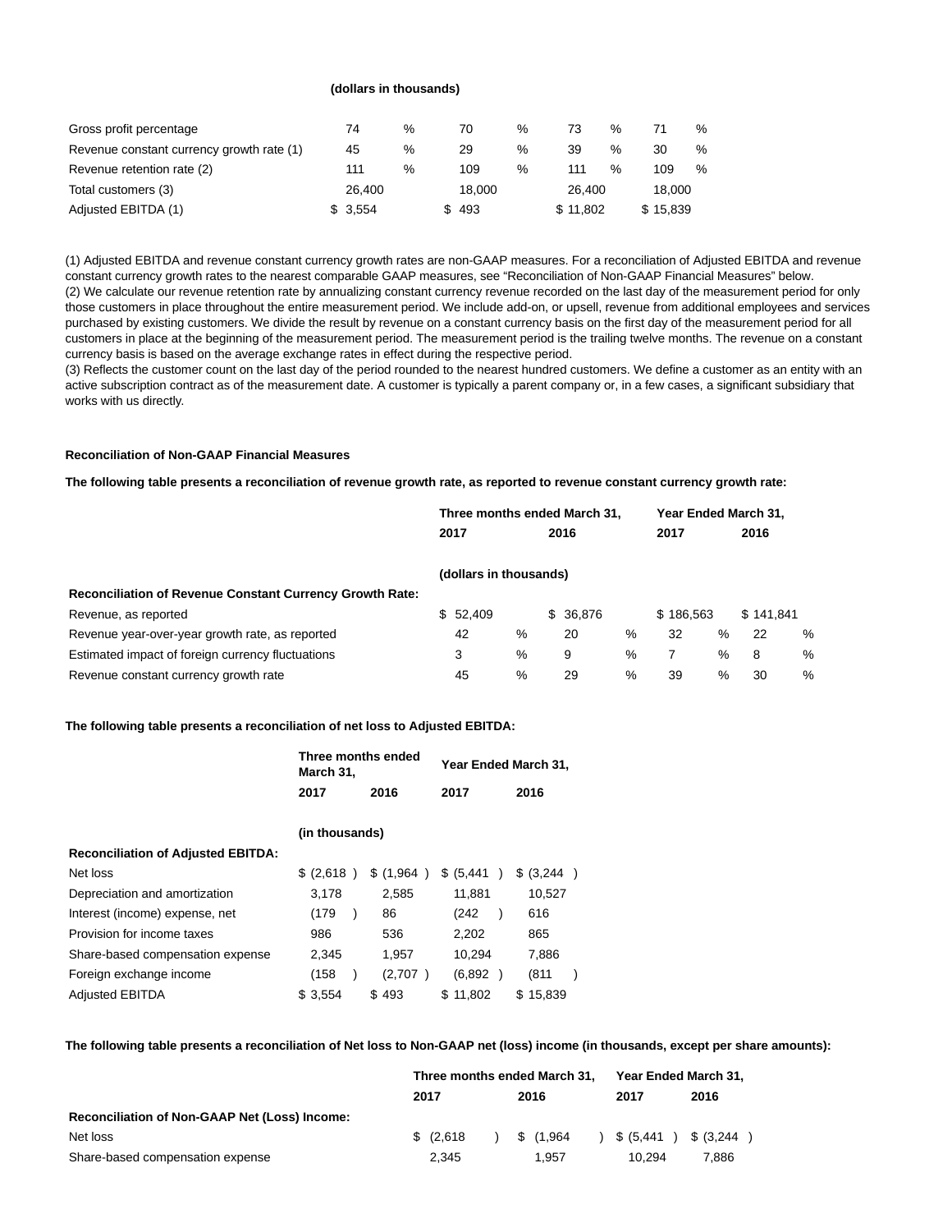(dollars in thousands)

| | | | | |
|---|---|---|---|---|
| Gross profit percentage | 74 % | 70 % | 73 % | 71 % |
| Revenue constant currency growth rate (1) | 45 % | 29 % | 39 % | 30 % |
| Revenue retention rate (2) | 111 % | 109 % | 111 % | 109 % |
| Total customers (3) | 26,400 | 18,000 | 26,400 | 18,000 |
| Adjusted EBITDA (1) | $ 3,554 | $ 493 | $ 11,802 | $ 15,839 |

(1) Adjusted EBITDA and revenue constant currency growth rates are non-GAAP measures. For a reconciliation of Adjusted EBITDA and revenue constant currency growth rates to the nearest comparable GAAP measures, see "Reconciliation of Non-GAAP Financial Measures" below.
(2) We calculate our revenue retention rate by annualizing constant currency revenue recorded on the last day of the measurement period for only those customers in place throughout the entire measurement period. We include add-on, or upsell, revenue from additional employees and services purchased by existing customers. We divide the result by revenue on a constant currency basis on the first day of the measurement period for all customers in place at the beginning of the measurement period. The measurement period is the trailing twelve months. The revenue on a constant currency basis is based on the average exchange rates in effect during the respective period.
(3) Reflects the customer count on the last day of the period rounded to the nearest hundred customers. We define a customer as an entity with an active subscription contract as of the measurement date. A customer is typically a parent company or, in a few cases, a significant subsidiary that works with us directly.

**Reconciliation of Non-GAAP Financial Measures**

**The following table presents a reconciliation of revenue growth rate, as reported to revenue constant currency growth rate:**

| | Three months ended March 31, | | Year Ended March 31, | |
|---|---|---|---|---|
| | 2017 | 2016 | 2017 | 2016 |
| | (dollars in thousands) | | | |
| **Reconciliation of Revenue Constant Currency Growth Rate:** | | | | |
| Revenue, as reported | $ 52,409 | $ 36,876 | $ 186,563 | $ 141,841 |
| Revenue year-over-year growth rate, as reported | 42 % | 20 % | 32 % | 22 % |
| Estimated impact of foreign currency fluctuations | 3 % | 9 % | 7 % | 8 % |
| Revenue constant currency growth rate | 45 % | 29 % | 39 % | 30 % |

**The following table presents a reconciliation of net loss to Adjusted EBITDA:**

| | Three months ended March 31, | | Year Ended March 31, | |
|---|---|---|---|---|
| | 2017 | 2016 | 2017 | 2016 |
| | (in thousands) | | | |
| **Reconciliation of Adjusted EBITDA:** | | | | |
| Net loss | $ (2,618 ) | $ (1,964 ) | $ (5,441 ) | $ (3,244 ) |
| Depreciation and amortization | 3,178 | 2,585 | 11,881 | 10,527 |
| Interest (income) expense, net | (179 ) | 86 | (242 ) | 616 |
| Provision for income taxes | 986 | 536 | 2,202 | 865 |
| Share-based compensation expense | 2,345 | 1,957 | 10,294 | 7,886 |
| Foreign exchange income | (158 ) | (2,707 ) | (6,892 ) | (811 ) |
| Adjusted EBITDA | $ 3,554 | $ 493 | $ 11,802 | $ 15,839 |

**The following table presents a reconciliation of Net loss to Non-GAAP net (loss) income (in thousands, except per share amounts):**

| | Three months ended March 31, | | Year Ended March 31, | |
|---|---|---|---|---|
| | 2017 | 2016 | 2017 | 2016 |
| **Reconciliation of Non-GAAP Net (Loss) Income:** | | | | |
| Net loss | $ (2,618 ) | $ (1,964 ) | $ (5,441 ) | $ (3,244 ) |
| Share-based compensation expense | 2,345 | 1,957 | 10,294 | 7,886 |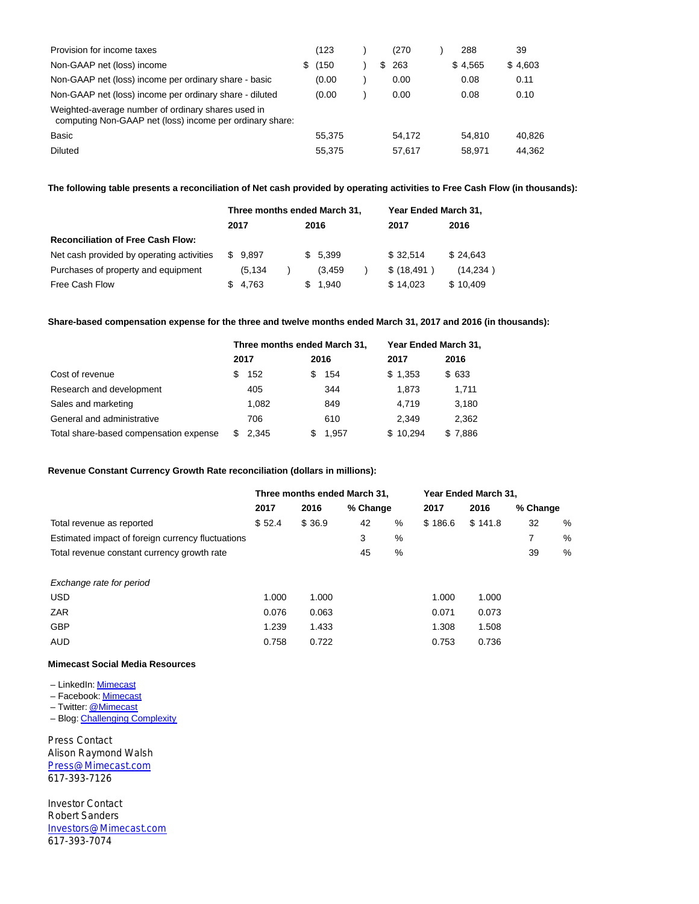| | | | | |
|---|---|---|---|---|
| Provision for income taxes | (123) | (270) | 288 | 39 |
| Non-GAAP net (loss) income | $ (150) | $ 263 | $ 4,565 | $ 4,603 |
| Non-GAAP net (loss) income per ordinary share - basic | (0.00) | 0.00 | 0.08 | 0.11 |
| Non-GAAP net (loss) income per ordinary share - diluted | (0.00) | 0.00 | 0.08 | 0.10 |
| Weighted-average number of ordinary shares used in computing Non-GAAP net (loss) income per ordinary share: | | | | |
| Basic | 55,375 | 54,172 | 54,810 | 40,826 |
| Diluted | 55,375 | 57,617 | 58,971 | 44,362 |

**The following table presents a reconciliation of Net cash provided by operating activities to Free Cash Flow (in thousands):**

| | Three months ended March 31, | | Year Ended March 31, | |
|---|---|---|---|---|
| | 2017 | 2016 | 2017 | 2016 |
| **Reconciliation of Free Cash Flow:** | | | | |
| Net cash provided by operating activities | $ 9,897 | $ 5,399 | $ 32,514 | $ 24,643 |
| Purchases of property and equipment | (5,134) | (3,459) | $ (18,491) | (14,234) |
| Free Cash Flow | $ 4,763 | $ 1,940 | $ 14,023 | $ 10,409 |

**Share-based compensation expense for the three and twelve months ended March 31, 2017 and 2016 (in thousands):**

| | Three months ended March 31, | | Year Ended March 31, | |
|---|---|---|---|---|
| | 2017 | 2016 | 2017 | 2016 |
| Cost of revenue | $ 152 | $ 154 | $ 1,353 | $ 633 |
| Research and development | 405 | 344 | 1,873 | 1,711 |
| Sales and marketing | 1,082 | 849 | 4,719 | 3,180 |
| General and administrative | 706 | 610 | 2,349 | 2,362 |
| Total share-based compensation expense | $ 2,345 | $ 1,957 | $ 10,294 | $ 7,886 |

**Revenue Constant Currency Growth Rate reconciliation (dollars in millions):**

| | Three months ended March 31, | | | Year Ended March 31, | | |
|---|---|---|---|---|---|---|
| | 2017 | 2016 | % Change | 2017 | 2016 | % Change |
| Total revenue as reported | $ 52.4 | $ 36.9 | 42 % | $ 186.6 | $ 141.8 | 32 % |
| Estimated impact of foreign currency fluctuations | | | 3 % | | | 7 % |
| Total revenue constant currency growth rate | | | 45 % | | | 39 % |
| | | | | | | |
| *Exchange rate for period* | | | | | | |
| USD | 1.000 | 1.000 | | 1.000 | 1.000 | |
| ZAR | 0.076 | 0.063 | | 0.071 | 0.073 | |
| GBP | 1.239 | 1.433 | | 1.308 | 1.508 | |
| AUD | 0.758 | 0.722 | | 0.753 | 0.736 | |

**Mimecast Social Media Resources**

– LinkedIn: Mimecast
– Facebook: Mimecast
– Twitter: @Mimecast
– Blog: Challenging Complexity

Press Contact
Alison Raymond Walsh
Press@Mimecast.com
617-393-7126

Investor Contact
Robert Sanders
Investors@Mimecast.com
617-393-7074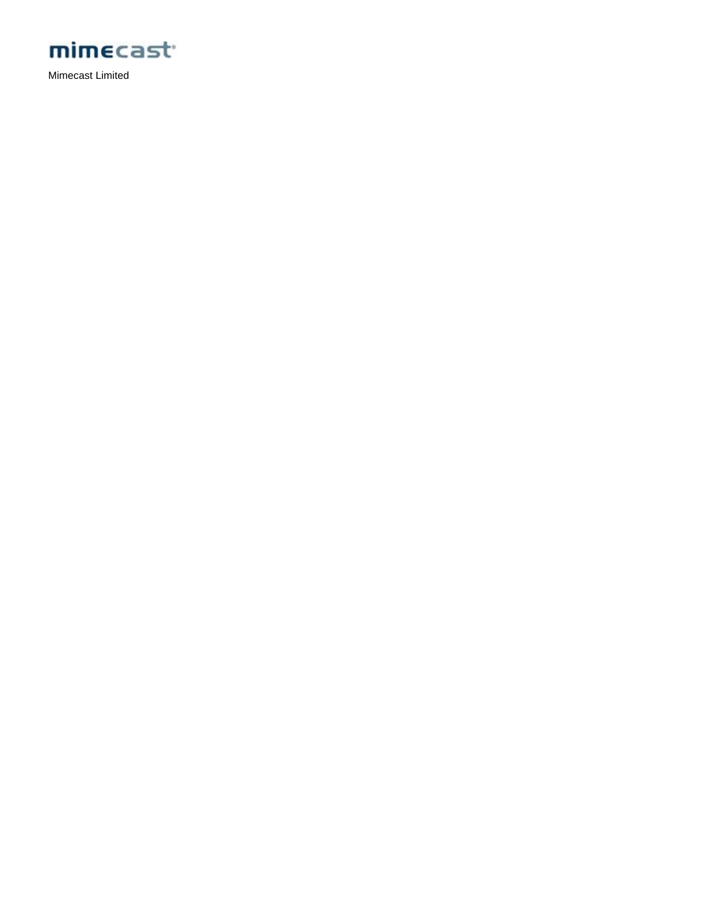mimecast

Mimecast Limited